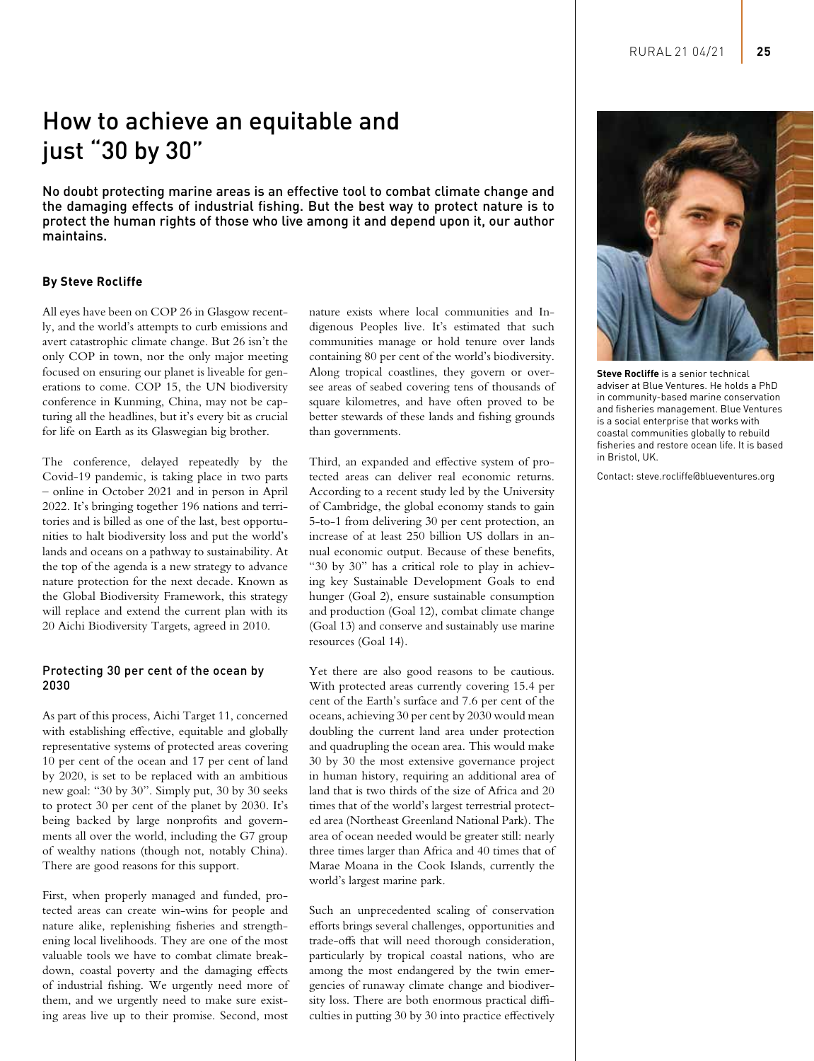# How to achieve an equitable and just "30 by 30"

**No doubt protecting marine areas is an effective tool to combat climate change and the damaging effects of industrial fishing. But the best way to protect nature is to protect the human rights of those who live among it and depend upon it, our author maintains.**

**By Steve Rocliffe**

All eyes have been on COP 26 in Glasgow recently, and the world's attempts to curb emissions and avert catastrophic climate change. But 26 isn't the only COP in town, nor the only major meeting focused on ensuring our planet is liveable for generations to come. COP 15, the UN biodiversity conference in Kunming, China, may not be capturing all the headlines, but it's every bit as crucial for life on Earth as its Glaswegian big brother.

The conference, delayed repeatedly by the Covid-19 pandemic, is taking place in two parts – online in October 2021 and in person in April 2022. It's bringing together 196 nations and territories and is billed as one of the last, best opportunities to halt biodiversity loss and put the world's lands and oceans on a pathway to sustainability. At the top of the agenda is a new strategy to advance nature protection for the next decade. Known as the Global Biodiversity Framework, this strategy will replace and extend the current plan with its 20 Aichi Biodiversity Targets, agreed in 2010.

## Protecting 30 per cent of the ocean by 2030

As part of this process, Aichi Target 11, concerned with establishing effective, equitable and globally representative systems of protected areas covering 10 per cent of the ocean and 17 per cent of land by 2020, is set to be replaced with an ambitious new goal: "30 by 30". Simply put, 30 by 30 seeks to protect 30 per cent of the planet by 2030. It's being backed by large nonprofits and governments all over the world, including the G7 group of wealthy nations (though not, notably China). There are good reasons for this support.

First, when properly managed and funded, protected areas can create win-wins for people and nature alike, replenishing fisheries and strengthening local livelihoods. They are one of the most valuable tools we have to combat climate breakdown, coastal poverty and the damaging effects of industrial fishing. We urgently need more of them, and we urgently need to make sure existing areas live up to their promise. Second, most nature exists where local communities and Indigenous Peoples live. It's estimated that such communities manage or hold tenure over lands containing 80 per cent of the world's biodiversity. Along tropical coastlines, they govern or oversee areas of seabed covering tens of thousands of square kilometres, and have often proved to be better stewards of these lands and fishing grounds than governments.

Third, an expanded and effective system of protected areas can deliver real economic returns. According to a recent study led by the University of Cambridge, the global economy stands to gain 5-to-1 from delivering 30 per cent protection, an increase of at least 250 billion US dollars in annual economic output. Because of these benefits, "30 by 30" has a critical role to play in achieving key Sustainable Development Goals to end hunger (Goal 2), ensure sustainable consumption and production (Goal 12), combat climate change (Goal 13) and conserve and sustainably use marine resources (Goal 14).

Yet there are also good reasons to be cautious. With protected areas currently covering 15.4 per cent of the Earth's surface and 7.6 per cent of the oceans, achieving 30 per cent by 2030 would mean doubling the current land area under protection and quadrupling the ocean area. This would make 30 by 30 the most extensive governance project in human history, requiring an additional area of land that is two thirds of the size of Africa and 20 times that of the world's largest terrestrial protected area (Northeast Greenland National Park). The area of ocean needed would be greater still: nearly three times larger than Africa and 40 times that of Marae Moana in the Cook Islands, currently the world's largest marine park.

Such an unprecedented scaling of conservation efforts brings several challenges, opportunities and trade-offs that will need thorough consideration, particularly by tropical coastal nations, who are among the most endangered by the twin emergencies of runaway climate change and biodiversity loss. There are both enormous practical difficulties in putting 30 by 30 into practice effectively

**Steve Rocliffe** is a senior technical adviser at Blue Ventures. He holds a PhD in community-based marine conservation and fisheries management. Blue Ventures is a social enterprise that works with coastal communities globally to rebuild fisheries and restore ocean life. It is based in Bristol, UK.

Contact: steve.rocliffe@blueventures.org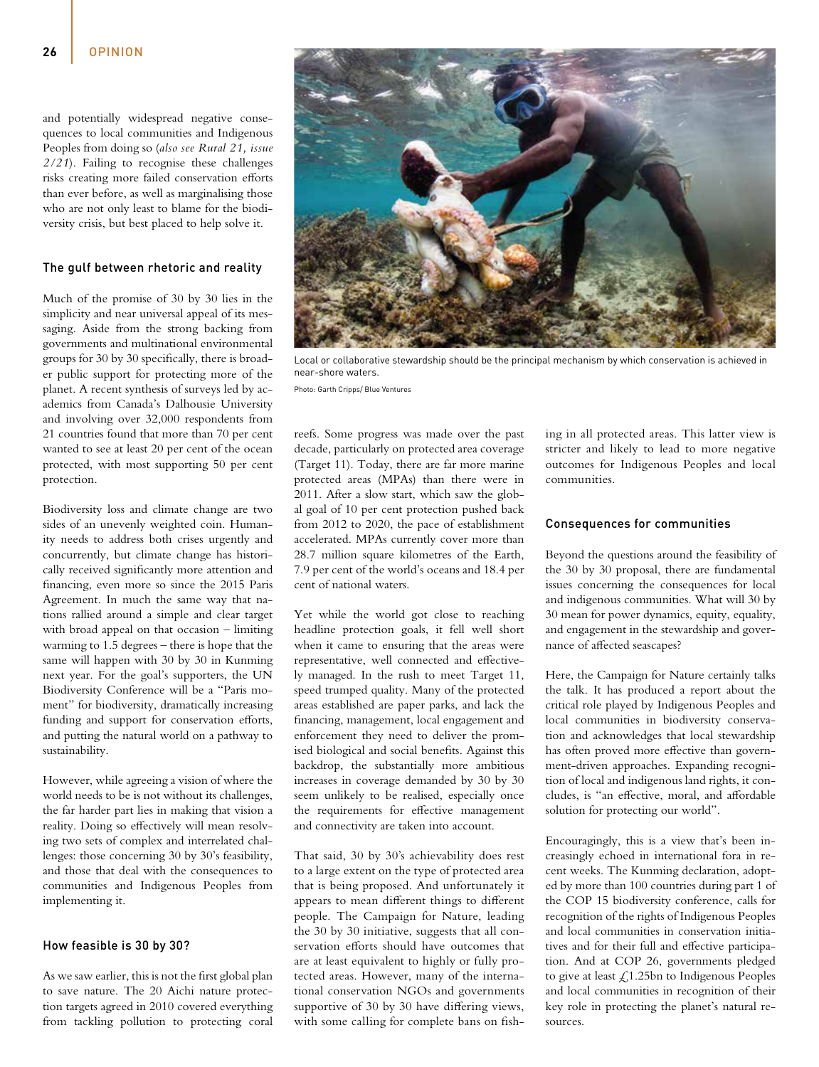and potentially widespread negative consequences to local communities and Indigenous Peoples from doing so (*also see Rural 21, issue 2/21*). Failing to recognise these challenges risks creating more failed conservation efforts than ever before, as well as marginalising those who are not only least to blame for the biodiversity crisis, but best placed to help solve it.

### The gulf between rhetoric and reality

Much of the promise of 30 by 30 lies in the simplicity and near universal appeal of its messaging. Aside from the strong backing from governments and multinational environmental groups for 30 by 30 specifically, there is broader public support for protecting more of the planet. A recent synthesis of surveys led by academics from Canada's Dalhousie University and involving over 32,000 respondents from 21 countries found that more than 70 per cent wanted to see at least 20 per cent of the ocean protected, with most supporting 50 per cent protection.

Biodiversity loss and climate change are two sides of an unevenly weighted coin. Humanity needs to address both crises urgently and concurrently, but climate change has historically received significantly more attention and financing, even more so since the 2015 Paris Agreement. In much the same way that nations rallied around a simple and clear target with broad appeal on that occasion – limiting warming to 1.5 degrees – there is hope that the same will happen with 30 by 30 in Kunming next year. For the goal's supporters, the UN Biodiversity Conference will be a "Paris moment" for biodiversity, dramatically increasing funding and support for conservation efforts, and putting the natural world on a pathway to sustainability.

However, while agreeing a vision of where the world needs to be is not without its challenges, the far harder part lies in making that vision a reality. Doing so effectively will mean resolving two sets of complex and interrelated challenges: those concerning 30 by 30's feasibility, and those that deal with the consequences to communities and Indigenous Peoples from implementing it.

### How feasible is 30 by 30?

As we saw earlier, this is not the first global plan to save nature. The 20 Aichi nature protection targets agreed in 2010 covered everything from tackling pollution to protecting coral reefs. Some progress was made over the past decade, particularly on protected area coverage (Target 11). Today, there are far more marine protected areas (MPAs) than there were in 2011. After a slow start, which saw the global goal of 10 per cent protection pushed back from 2012 to 2020, the pace of establishment accelerated. MPAs currently cover more than 28.7 million square kilometres of the Earth, 7.9 per cent of the world's oceans and 18.4 per cent of national waters.

Yet while the world got close to reaching headline protection goals, it fell well short when it came to ensuring that the areas were representative, well connected and effectively managed. In the rush to meet Target 11, speed trumped quality. Many of the protected areas established are paper parks, and lack the financing, management, local engagement and enforcement they need to deliver the promised biological and social benefits. Against this backdrop, the substantially more ambitious increases in coverage demanded by 30 by 30 seem unlikely to be realised, especially once the requirements for effective management and connectivity are taken into account.

That said, 30 by 30's achievability does rest to a large extent on the type of protected area that is being proposed. And unfortunately it appears to mean different things to different people. The Campaign for Nature, leading the 30 by 30 initiative, suggests that all conservation efforts should have outcomes that are at least equivalent to highly or fully protected areas. However, many of the international conservation NGOs and governments supportive of 30 by 30 have differing views, with some calling for complete bans on fishing in all protected areas. This latter view is stricter and likely to lead to more negative outcomes for Indigenous Peoples and local communities.

Local or collaborative stewardship should be the principal mechanism by which conservation is achieved in near-shore waters.

Photo: Garth Cripps/ Blue Ventures

### Consequences for communities

Beyond the questions around the feasibility of the 30 by 30 proposal, there are fundamental issues concerning the consequences for local and indigenous communities. What will 30 by 30 mean for power dynamics, equity, equality, and engagement in the stewardship and governance of affected seascapes?

Here, the Campaign for Nature certainly talks the talk. It has produced a report about the critical role played by Indigenous Peoples and local communities in biodiversity conservation and acknowledges that local stewardship has often proved more effective than government-driven approaches. Expanding recognition of local and indigenous land rights, it concludes, is "an effective, moral, and affordable solution for protecting our world".

Encouragingly, this is a view that's been increasingly echoed in international fora in recent weeks. The Kunming declaration, adopted by more than 100 countries during part 1 of the COP 15 biodiversity conference, calls for recognition of the rights of Indigenous Peoples and local communities in conservation initiatives and for their full and effective participation. And at COP 26, governments pledged to give at least £1.25bn to Indigenous Peoples and local communities in recognition of their key role in protecting the planet's natural resources.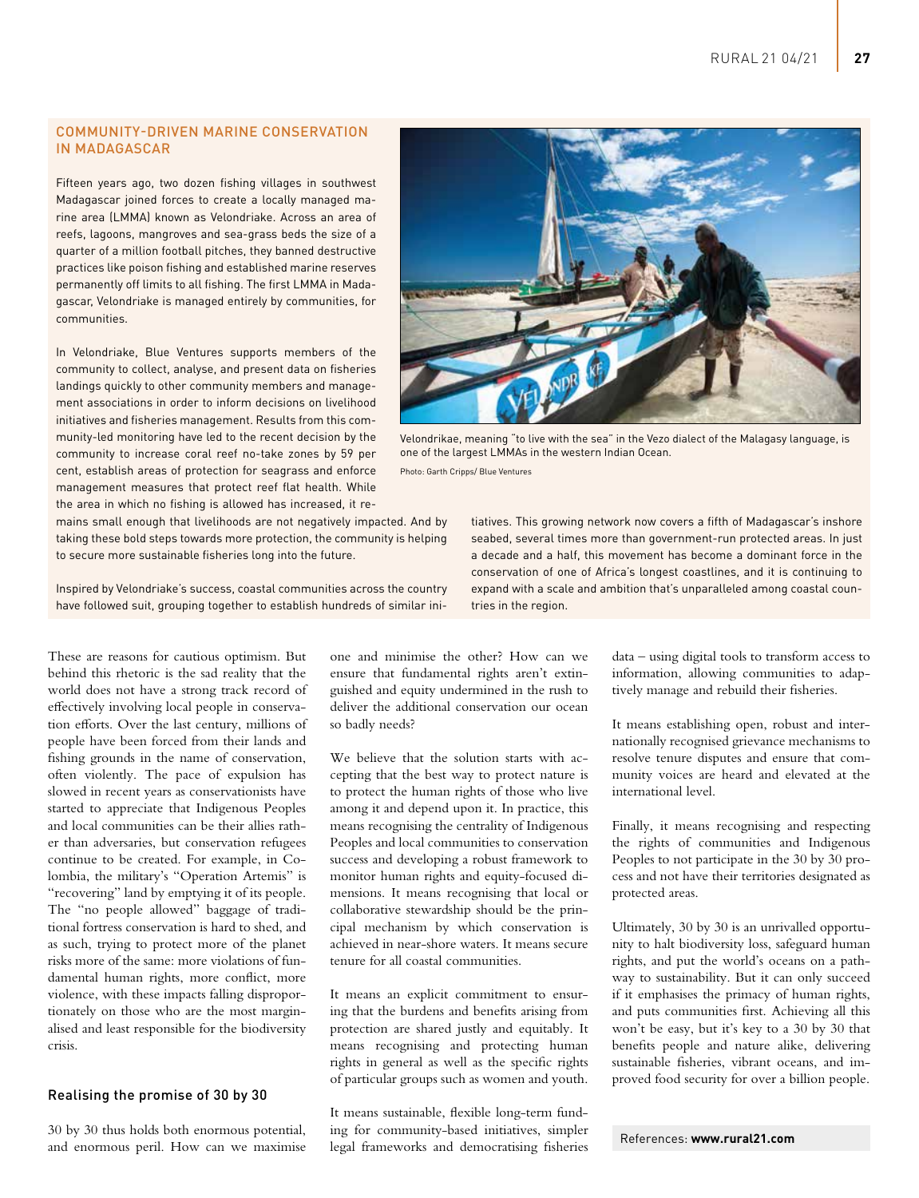## COMMUNITY-DRIVEN MARINE CONSERVATION IN MADAGASCAR

Fifteen years ago, two dozen fishing villages in southwest Madagascar joined forces to create a locally managed marine area (LMMA) known as Velondriake. Across an area of reefs, lagoons, mangroves and sea-grass beds the size of a quarter of a million football pitches, they banned destructive practices like poison fishing and established marine reserves permanently off limits to all fishing. The first LMMA in Madagascar, Velondriake is managed entirely by communities, for communities.

In Velondriake, Blue Ventures supports members of the community to collect, analyse, and present data on fisheries landings quickly to other community members and management associations in order to inform decisions on livelihood initiatives and fisheries management. Results from this community-led monitoring have led to the recent decision by the community to increase coral reef no-take zones by 59 per cent, establish areas of protection for seagrass and enforce management measures that protect reef flat health. While the area in which no fishing is allowed has increased, it remains small enough that livelihoods are not negatively impacted. And by taking these bold steps towards more protection, the community is helping to secure more sustainable fisheries long into the future.

Inspired by Velondriake's success, coastal communities across the country have followed suit, grouping together to establish hundreds of similar initiatives. This growing network now covers a fifth of Madagascar's inshore seabed, several times more than government-run protected areas. In just a decade and a half, this movement has become a dominant force in the conservation of one of Africa's longest coastlines, and it is continuing to expand with a scale and ambition that's unparalleled among coastal countries in the region.

Velondrikae, meaning "to live with the sea" in the Vezo dialect of the Malagasy language, is one of the largest LMMAs in the western Indian Ocean.

Photo: Garth Cripps/ Blue Ventures

These are reasons for cautious optimism. But behind this rhetoric is the sad reality that the world does not have a strong track record of effectively involving local people in conservation efforts. Over the last century, millions of people have been forced from their lands and fishing grounds in the name of conservation, often violently. The pace of expulsion has slowed in recent years as conservationists have started to appreciate that Indigenous Peoples and local communities can be their allies rather than adversaries, but conservation refugees continue to be created. For example, in Colombia, the military's "Operation Artemis" is "recovering" land by emptying it of its people. The "no people allowed" baggage of traditional fortress conservation is hard to shed, and as such, trying to protect more of the planet risks more of the same: more violations of fundamental human rights, more conflict, more violence, with these impacts falling disproportionately on those who are the most marginalised and least responsible for the biodiversity crisis.

### Realising the promise of 30 by 30

30 by 30 thus holds both enormous potential, and enormous peril. How can we maximise one and minimise the other? How can we ensure that fundamental rights aren't extinguished and equity undermined in the rush to deliver the additional conservation our ocean so badly needs?

We believe that the solution starts with accepting that the best way to protect nature is to protect the human rights of those who live among it and depend upon it. In practice, this means recognising the centrality of Indigenous Peoples and local communities to conservation success and developing a robust framework to monitor human rights and equity-focused dimensions. It means recognising that local or collaborative stewardship should be the principal mechanism by which conservation is achieved in near-shore waters. It means secure tenure for all coastal communities.

It means an explicit commitment to ensuring that the burdens and benefits arising from protection are shared justly and equitably. It means recognising and protecting human rights in general as well as the specific rights of particular groups such as women and youth.

It means sustainable, flexible long-term funding for community-based initiatives, simpler legal frameworks and democratising fisheries data – using digital tools to transform access to information, allowing communities to adaptively manage and rebuild their fisheries.

It means establishing open, robust and internationally recognised grievance mechanisms to resolve tenure disputes and ensure that community voices are heard and elevated at the international level.

Finally, it means recognising and respecting the rights of communities and Indigenous Peoples to not participate in the 30 by 30 process and not have their territories designated as protected areas.

Ultimately, 30 by 30 is an unrivalled opportunity to halt biodiversity loss, safeguard human rights, and put the world's oceans on a pathway to sustainability. But it can only succeed if it emphasises the primacy of human rights, and puts communities first. Achieving all this won't be easy, but it's key to a 30 by 30 that benefits people and nature alike, delivering sustainable fisheries, vibrant oceans, and improved food security for over a billion people.

References: **www.rural21.com**